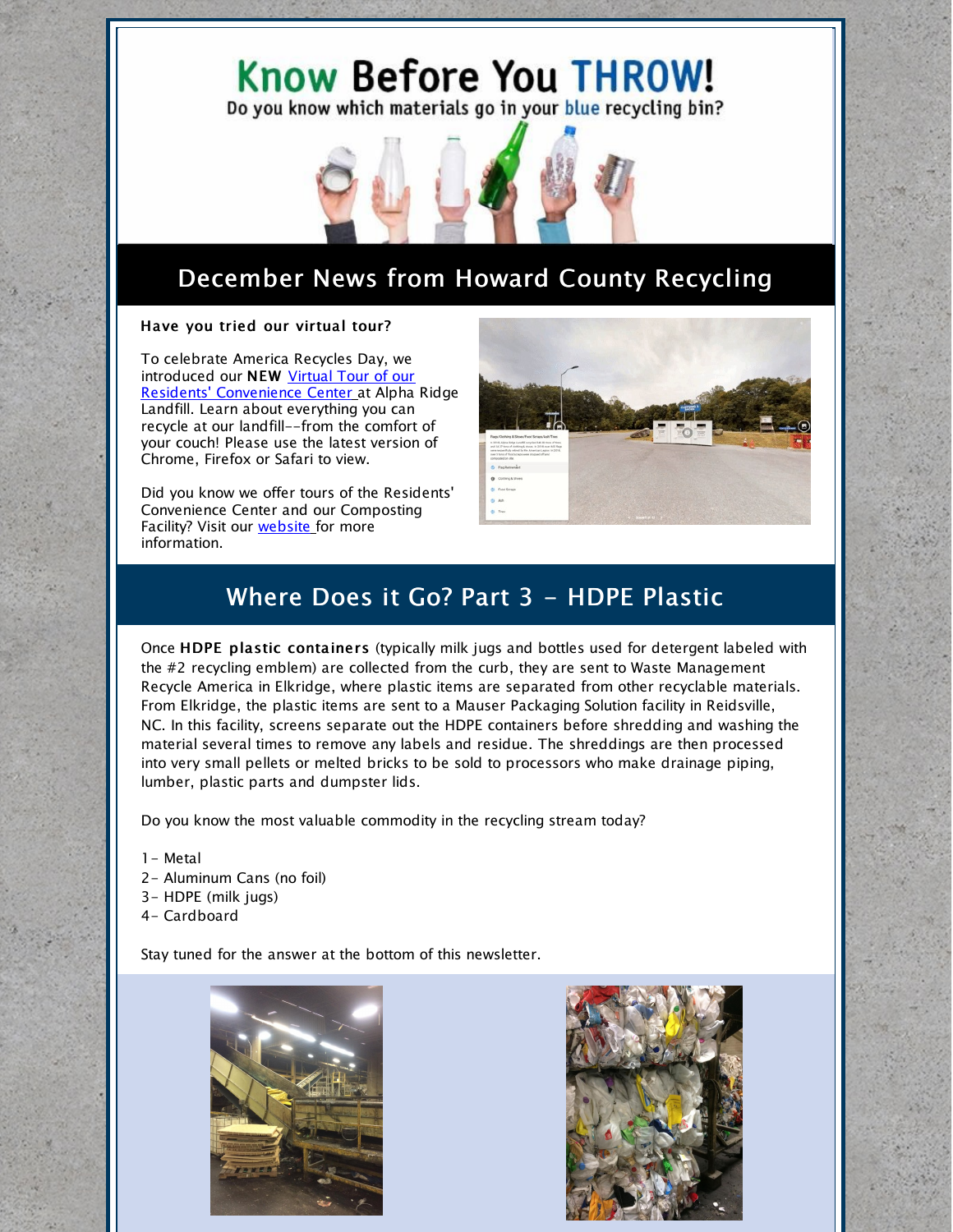# Know Before You THROW!

Do you know which materials go in your blue recycling bin?

## December News from Howard County Recycling

**Have you tried our virtual tour?**

To celebrate America Recycles Day, we introduced our **NEW** Virtual Tour of our Residents' Convenience Center at Alpha Ridge Landfill. Learn about everything you can recycle at our landfill--from the comfort of your couch! Please use the latest version of Chrome, Firefox or Safari to view.

Did you know we offer tours of the Residents' Convenience Center and our Composting Facility? Visit our website for more information.

## Where Does it Go? Part 3 - HDPE Plastic

Once **HDPE plastic containers** (typically milk jugs and bottles used for detergent labeled with the #2 recycling emblem) are collected from the curb, they are sent to Waste Management Recycle America in Elkridge, where plastic items are separated from other recyclable materials. From Elkridge, the plastic items are sent to a Mauser Packaging Solution facility in Reidsville, NC. In this facility, screens separate out the HDPE containers before shredding and washing the material several times to remove any labels and residue. The shreddings are then processed into very small pellets or melted bricks to be sold to processors who make drainage piping, lumber, plastic parts and dumpster lids.

Do you know the most valuable commodity in the recycling stream today?

1- Metal
2- Aluminum Cans (no foil)
3- HDPE (milk jugs)
4- Cardboard

Stay tuned for the answer at the bottom of this newsletter.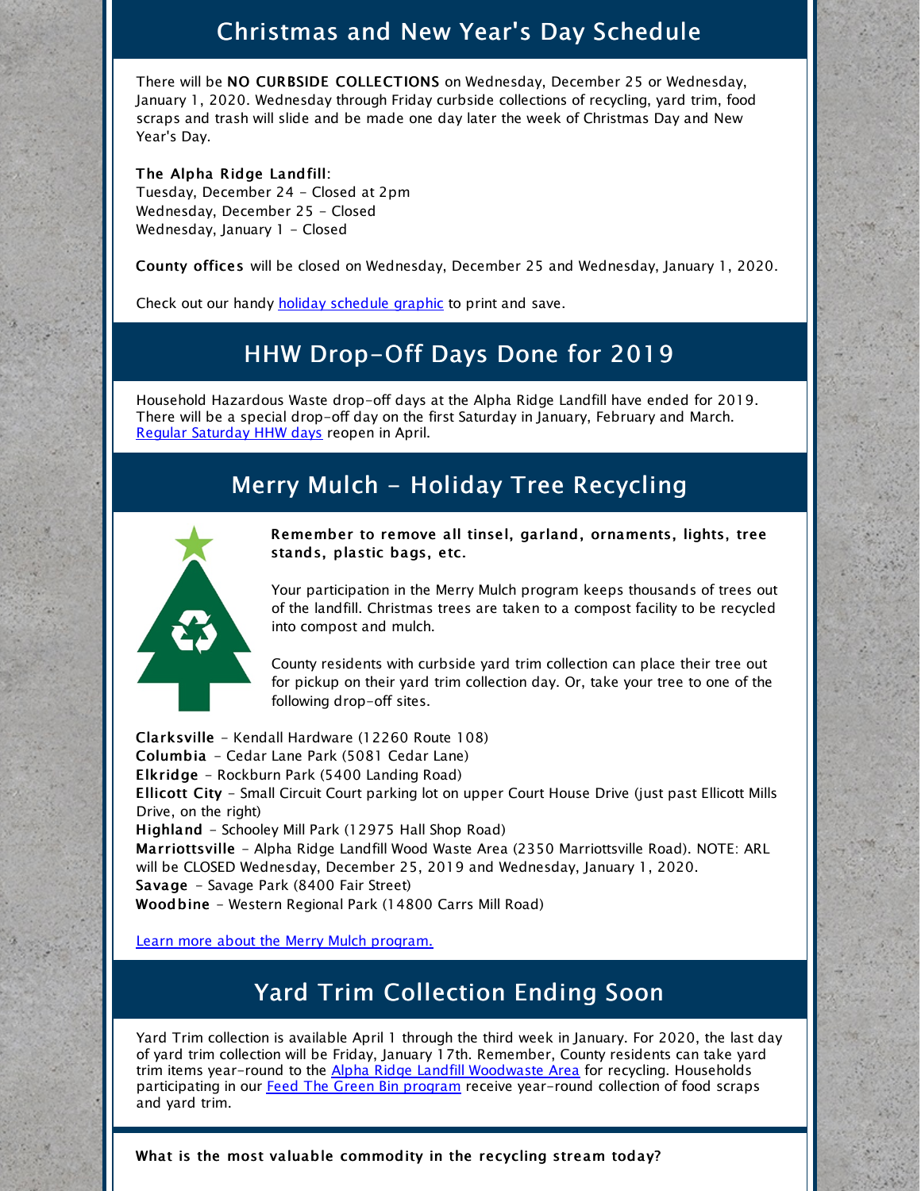## Christmas and New Year's Day Schedule

There will be **NO CURBSIDE COLLECTIONS** on Wednesday, December 25 or Wednesday, January 1, 2020. Wednesday through Friday curbside collections of recycling, yard trim, food scraps and trash will slide and be made one day later the week of Christmas Day and New Year's Day.

**The Alpha Ridge Landfill**:
Tuesday, December 24 - Closed at 2pm
Wednesday, December 25 - Closed
Wednesday, January 1 - Closed

**County offices** will be closed on Wednesday, December 25 and Wednesday, January 1, 2020.

Check out our handy holiday schedule graphic to print and save.

## HHW Drop-Off Days Done for 2019

Household Hazardous Waste drop-off days at the Alpha Ridge Landfill have ended for 2019. There will be a special drop-off day on the first Saturday in January, February and March. Regular Saturday HHW days reopen in April.

## Merry Mulch - Holiday Tree Recycling

**Remember to remove all tinsel, garland, ornaments, lights, tree stands, plastic bags, etc.**

Your participation in the Merry Mulch program keeps thousands of trees out of the landfill. Christmas trees are taken to a compost facility to be recycled into compost and mulch.

County residents with curbside yard trim collection can place their tree out for pickup on their yard trim collection day. Or, take your tree to one of the following drop-off sites.

**Clarksville** - Kendall Hardware (12260 Route 108)
**Columbia** - Cedar Lane Park (5081 Cedar Lane)
**Elkridge** - Rockburn Park (5400 Landing Road)
**Ellicott City** - Small Circuit Court parking lot on upper Court House Drive (just past Ellicott Mills Drive, on the right)
**Highland** - Schooley Mill Park (12975 Hall Shop Road)
**Marriottsville** - Alpha Ridge Landfill Wood Waste Area (2350 Marriottsville Road). NOTE: ARL will be CLOSED Wednesday, December 25, 2019 and Wednesday, January 1, 2020.
**Savage** - Savage Park (8400 Fair Street)
**Woodbine** - Western Regional Park (14800 Carrs Mill Road)

Learn more about the Merry Mulch program.

## Yard Trim Collection Ending Soon

Yard Trim collection is available April 1 through the third week in January. For 2020, the last day of yard trim collection will be Friday, January 17th. Remember, County residents can take yard trim items year-round to the Alpha Ridge Landfill Woodwaste Area for recycling. Households participating in our Feed The Green Bin program receive year-round collection of food scraps and yard trim.

**What is the most valuable commodity in the recycling stream today?**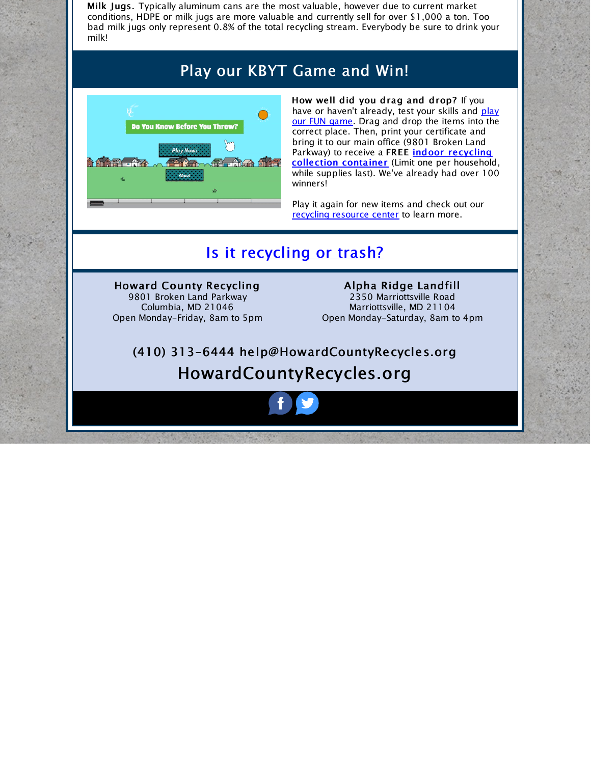**Milk Jugs.** Typically aluminum cans are the most valuable, however due to current market conditions, HDPE or milk jugs are more valuable and currently sell for over $1,000 a ton. Too bad milk jugs only represent 0.8% of the total recycling stream. Everybody be sure to drink your milk!

## Play our KBYT Game and Win!

**How well did you drag and drop?** If you have or haven't already, test your skills and play our FUN game. Drag and drop the items into the correct place. Then, print your certificate and bring it to our main office (9801 Broken Land Parkway) to receive a **FREE indoor recycling collection container** (Limit one per household, while supplies last). We've already had over 100 winners!

Play it again for new items and check out our recycling resource center to learn more.

## Is it recycling or trash?

**Howard County Recycling**
9801 Broken Land Parkway
Columbia, MD 21046
Open Monday-Friday, 8am to 5pm

**Alpha Ridge Landfill**
2350 Marriottsville Road
Marriottsville, MD 21104
Open Monday-Saturday, 8am to 4pm

(410) 313-6444 help@HowardCountyRecycles.org

HowardCountyRecycles.org